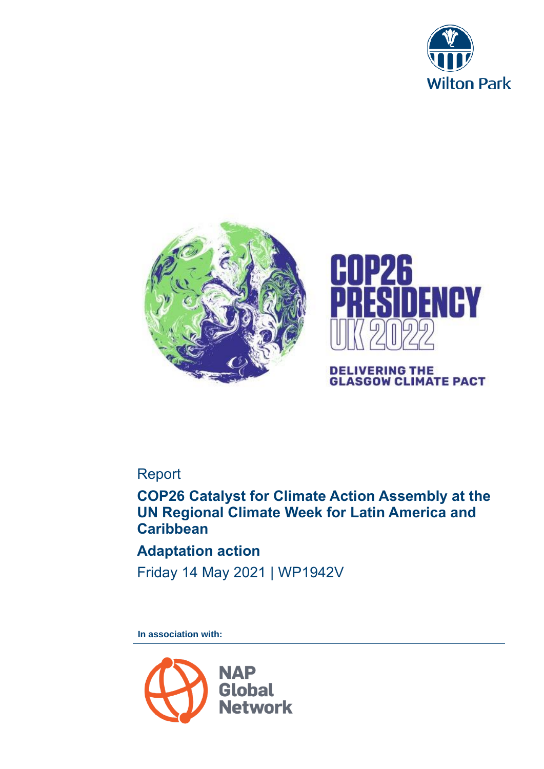Wilton Park

COP26 PRESIDENCY UK 2022

DELIVERING THE GLASGOW CLIMATE PACT

Report

# COP26 Catalyst for Climate Action Assembly at the UN Regional Climate Week for Latin America and Caribbean

## Adaptation action

Friday 14 May 2021 | WP1942V

**In association with:**

NAP Global Network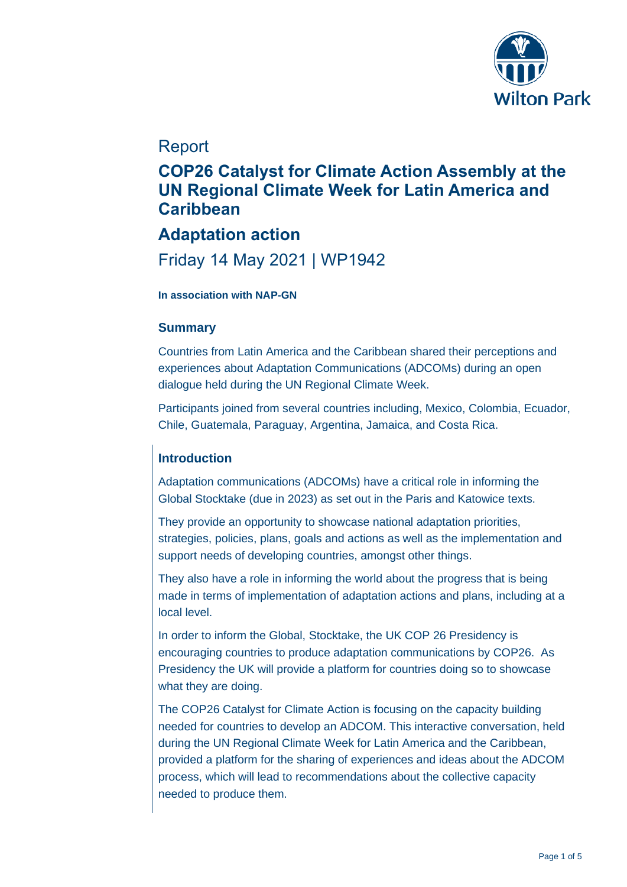Report

# COP26 Catalyst for Climate Action Assembly at the UN Regional Climate Week for Latin America and Caribbean

## Adaptation action

Friday 14 May 2021 | WP1942

**In association with NAP-GN**

### Summary

Countries from Latin America and the Caribbean shared their perceptions and experiences about Adaptation Communications (ADCOMs) during an open dialogue held during the UN Regional Climate Week.

Participants joined from several countries including, Mexico, Colombia, Ecuador, Chile, Guatemala, Paraguay, Argentina, Jamaica, and Costa Rica.

### Introduction

Adaptation communications (ADCOMs) have a critical role in informing the Global Stocktake (due in 2023) as set out in the Paris and Katowice texts.

They provide an opportunity to showcase national adaptation priorities, strategies, policies, plans, goals and actions as well as the implementation and support needs of developing countries, amongst other things.

They also have a role in informing the world about the progress that is being made in terms of implementation of adaptation actions and plans, including at a local level.

In order to inform the Global, Stocktake, the UK COP 26 Presidency is encouraging countries to produce adaptation communications by COP26. As Presidency the UK will provide a platform for countries doing so to showcase what they are doing.

The COP26 Catalyst for Climate Action is focusing on the capacity building needed for countries to develop an ADCOM. This interactive conversation, held during the UN Regional Climate Week for Latin America and the Caribbean, provided a platform for the sharing of experiences and ideas about the ADCOM process, which will lead to recommendations about the collective capacity needed to produce them.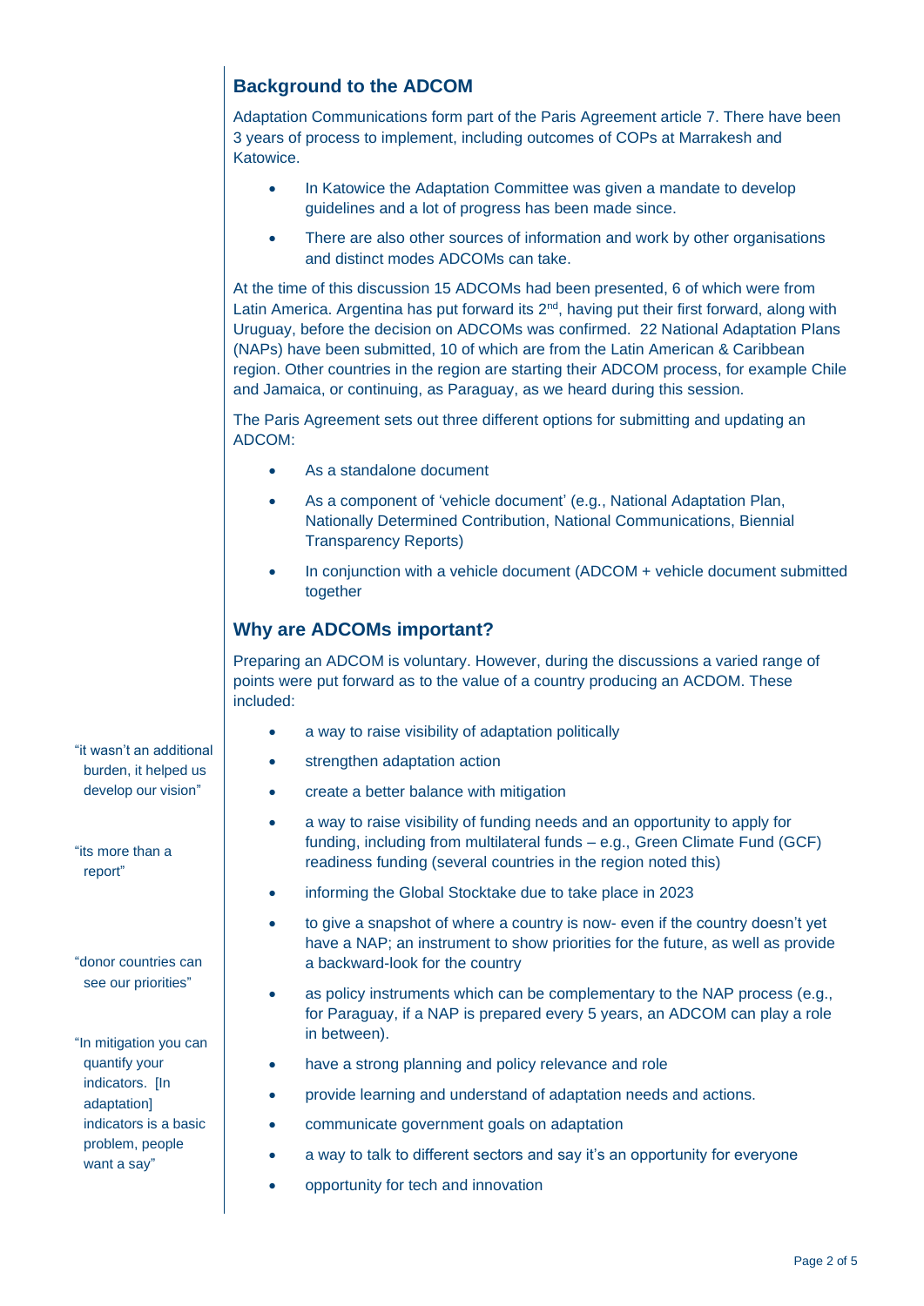## Background to the ADCOM

Adaptation Communications form part of the Paris Agreement article 7. There have been 3 years of process to implement, including outcomes of COPs at Marrakesh and Katowice.

- In Katowice the Adaptation Committee was given a mandate to develop guidelines and a lot of progress has been made since.
- There are also other sources of information and work by other organisations and distinct modes ADCOMs can take.

At the time of this discussion 15 ADCOMs had been presented, 6 of which were from Latin America. Argentina has put forward its 2nd, having put their first forward, along with Uruguay, before the decision on ADCOMs was confirmed. 22 National Adaptation Plans (NAPs) have been submitted, 10 of which are from the Latin American & Caribbean region. Other countries in the region are starting their ADCOM process, for example Chile and Jamaica, or continuing, as Paraguay, as we heard during this session.

The Paris Agreement sets out three different options for submitting and updating an ADCOM:

- As a standalone document
- As a component of 'vehicle document' (e.g., National Adaptation Plan, Nationally Determined Contribution, National Communications, Biennial Transparency Reports)
- In conjunction with a vehicle document (ADCOM + vehicle document submitted together

## Why are ADCOMs important?

Preparing an ADCOM is voluntary. However, during the discussions a varied range of points were put forward as to the value of a country producing an ACDOM. These included:

- a way to raise visibility of adaptation politically
- strengthen adaptation action
- create a better balance with mitigation
- a way to raise visibility of funding needs and an opportunity to apply for funding, including from multilateral funds – e.g., Green Climate Fund (GCF) readiness funding (several countries in the region noted this)
- informing the Global Stocktake due to take place in 2023
- to give a snapshot of where a country is now- even if the country doesn't yet have a NAP; an instrument to show priorities for the future, as well as provide a backward-look for the country
- as policy instruments which can be complementary to the NAP process (e.g., for Paraguay, if a NAP is prepared every 5 years, an ADCOM can play a role in between).
- have a strong planning and policy relevance and role
- provide learning and understand of adaptation needs and actions.
- communicate government goals on adaptation
- a way to talk to different sectors and say it's an opportunity for everyone
- opportunity for tech and innovation

"it wasn't an additional burden, it helped us develop our vision"

"its more than a report"

"donor countries can see our priorities"

"In mitigation you can quantify your indicators. [In adaptation] indicators is a basic problem, people want a say"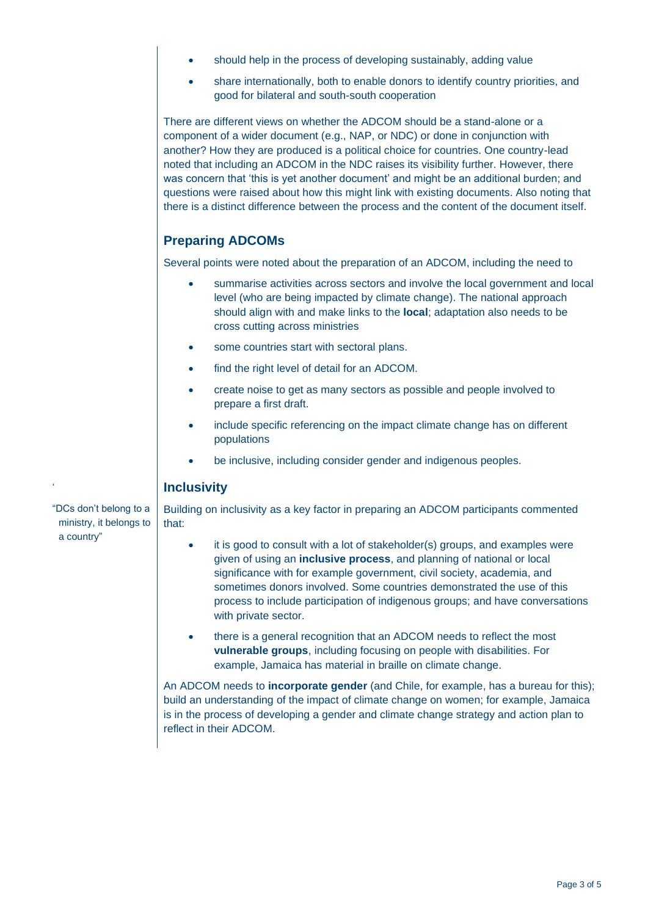- should help in the process of developing sustainably, adding value
- share internationally, both to enable donors to identify country priorities, and good for bilateral and south-south cooperation

There are different views on whether the ADCOM should be a stand-alone or a component of a wider document (e.g., NAP, or NDC) or done in conjunction with another? How they are produced is a political choice for countries. One country-lead noted that including an ADCOM in the NDC raises its visibility further. However, there was concern that 'this is yet another document' and might be an additional burden; and questions were raised about how this might link with existing documents. Also noting that there is a distinct difference between the process and the content of the document itself.

## Preparing ADCOMs

Several points were noted about the preparation of an ADCOM, including the need to

- summarise activities across sectors and involve the local government and local level (who are being impacted by climate change). The national approach should align with and make links to the **local**; adaptation also needs to be cross cutting across ministries
- some countries start with sectoral plans.
- find the right level of detail for an ADCOM.
- create noise to get as many sectors as possible and people involved to prepare a first draft.
- include specific referencing on the impact climate change has on different populations
- be inclusive, including consider gender and indigenous peoples.

## Inclusivity

"DCs don't belong to a ministry, it belongs to a country"

Building on inclusivity as a key factor in preparing an ADCOM participants commented that:

- it is good to consult with a lot of stakeholder(s) groups, and examples were given of using an **inclusive process**, and planning of national or local significance with for example government, civil society, academia, and sometimes donors involved. Some countries demonstrated the use of this process to include participation of indigenous groups; and have conversations with private sector.
- there is a general recognition that an ADCOM needs to reflect the most **vulnerable groups**, including focusing on people with disabilities. For example, Jamaica has material in braille on climate change.

An ADCOM needs to **incorporate gender** (and Chile, for example, has a bureau for this); build an understanding of the impact of climate change on women; for example, Jamaica is in the process of developing a gender and climate change strategy and action plan to reflect in their ADCOM.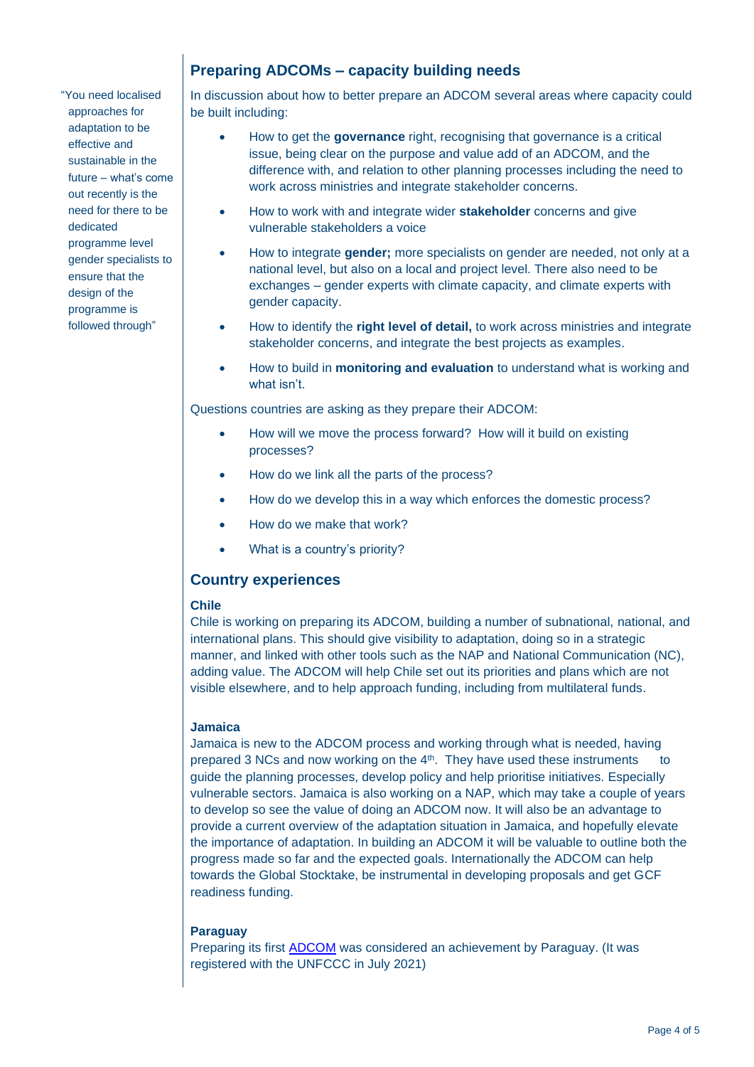> "You need localised approaches for adaptation to be effective and sustainable in the future – what's come out recently is the need for there to be dedicated programme level gender specialists to ensure that the design of the programme is followed through"

## Preparing ADCOMs – capacity building needs

In discussion about how to better prepare an ADCOM several areas where capacity could be built including:

- How to get the **governance** right, recognising that governance is a critical issue, being clear on the purpose and value add of an ADCOM, and the difference with, and relation to other planning processes including the need to work across ministries and integrate stakeholder concerns.
- How to work with and integrate wider **stakeholder** concerns and give vulnerable stakeholders a voice
- How to integrate **gender;** more specialists on gender are needed, not only at a national level, but also on a local and project level. There also need to be exchanges – gender experts with climate capacity, and climate experts with gender capacity.
- How to identify the **right level of detail,** to work across ministries and integrate stakeholder concerns, and integrate the best projects as examples.
- How to build in **monitoring and evaluation** to understand what is working and what isn't.

Questions countries are asking as they prepare their ADCOM:

- How will we move the process forward? How will it build on existing processes?
- How do we link all the parts of the process?
- How do we develop this in a way which enforces the domestic process?
- How do we make that work?
- What is a country's priority?

## Country experiences

### Chile

Chile is working on preparing its ADCOM, building a number of subnational, national, and international plans. This should give visibility to adaptation, doing so in a strategic manner, and linked with other tools such as the NAP and National Communication (NC), adding value. The ADCOM will help Chile set out its priorities and plans which are not visible elsewhere, and to help approach funding, including from multilateral funds.

### Jamaica

Jamaica is new to the ADCOM process and working through what is needed, having prepared 3 NCs and now working on the 4th. They have used these instruments to guide the planning processes, develop policy and help prioritise initiatives. Especially vulnerable sectors. Jamaica is also working on a NAP, which may take a couple of years to develop so see the value of doing an ADCOM now. It will also be an advantage to provide a current overview of the adaptation situation in Jamaica, and hopefully elevate the importance of adaptation. In building an ADCOM it will be valuable to outline both the progress made so far and the expected goals. Internationally the ADCOM can help towards the Global Stocktake, be instrumental in developing proposals and get GCF readiness funding.

### Paraguay

Preparing its first ADCOM was considered an achievement by Paraguay. (It was registered with the UNFCCC in July 2021)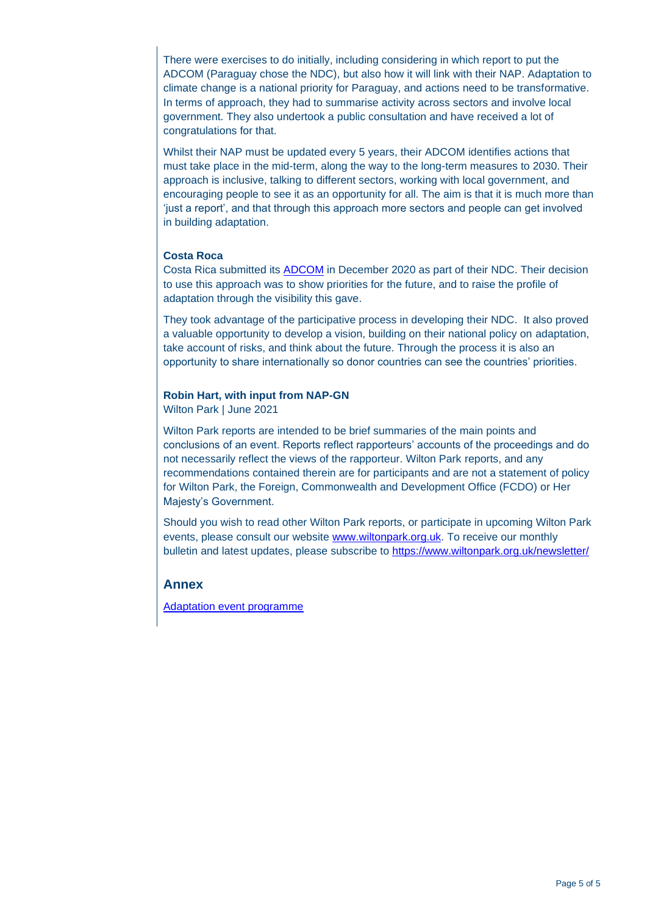There were exercises to do initially, including considering in which report to put the ADCOM (Paraguay chose the NDC), but also how it will link with their NAP. Adaptation to climate change is a national priority for Paraguay, and actions need to be transformative. In terms of approach, they had to summarise activity across sectors and involve local government. They also undertook a public consultation and have received a lot of congratulations for that.

Whilst their NAP must be updated every 5 years, their ADCOM identifies actions that must take place in the mid-term, along the way to the long-term measures to 2030. Their approach is inclusive, talking to different sectors, working with local government, and encouraging people to see it as an opportunity for all. The aim is that it is much more than 'just a report', and that through this approach more sectors and people can get involved in building adaptation.

**Costa Roca**

Costa Rica submitted its [ADCOM](#) in December 2020 as part of their NDC. Their decision to use this approach was to show priorities for the future, and to raise the profile of adaptation through the visibility this gave.

They took advantage of the participative process in developing their NDC. It also proved a valuable opportunity to develop a vision, building on their national policy on adaptation, take account of risks, and think about the future. Through the process it is also an opportunity to share internationally so donor countries can see the countries' priorities.

**Robin Hart, with input from NAP-GN**

Wilton Park | June 2021

Wilton Park reports are intended to be brief summaries of the main points and conclusions of an event. Reports reflect rapporteurs' accounts of the proceedings and do not necessarily reflect the views of the rapporteur. Wilton Park reports, and any recommendations contained therein are for participants and are not a statement of policy for Wilton Park, the Foreign, Commonwealth and Development Office (FCDO) or Her Majesty's Government.

Should you wish to read other Wilton Park reports, or participate in upcoming Wilton Park events, please consult our website [www.wiltonpark.org.uk](http://www.wiltonpark.org.uk). To receive our monthly bulletin and latest updates, please subscribe to [https://www.wiltonpark.org.uk/newsletter/](https://www.wiltonpark.org.uk/newsletter/)

## Annex

[Adaptation event programme](#)